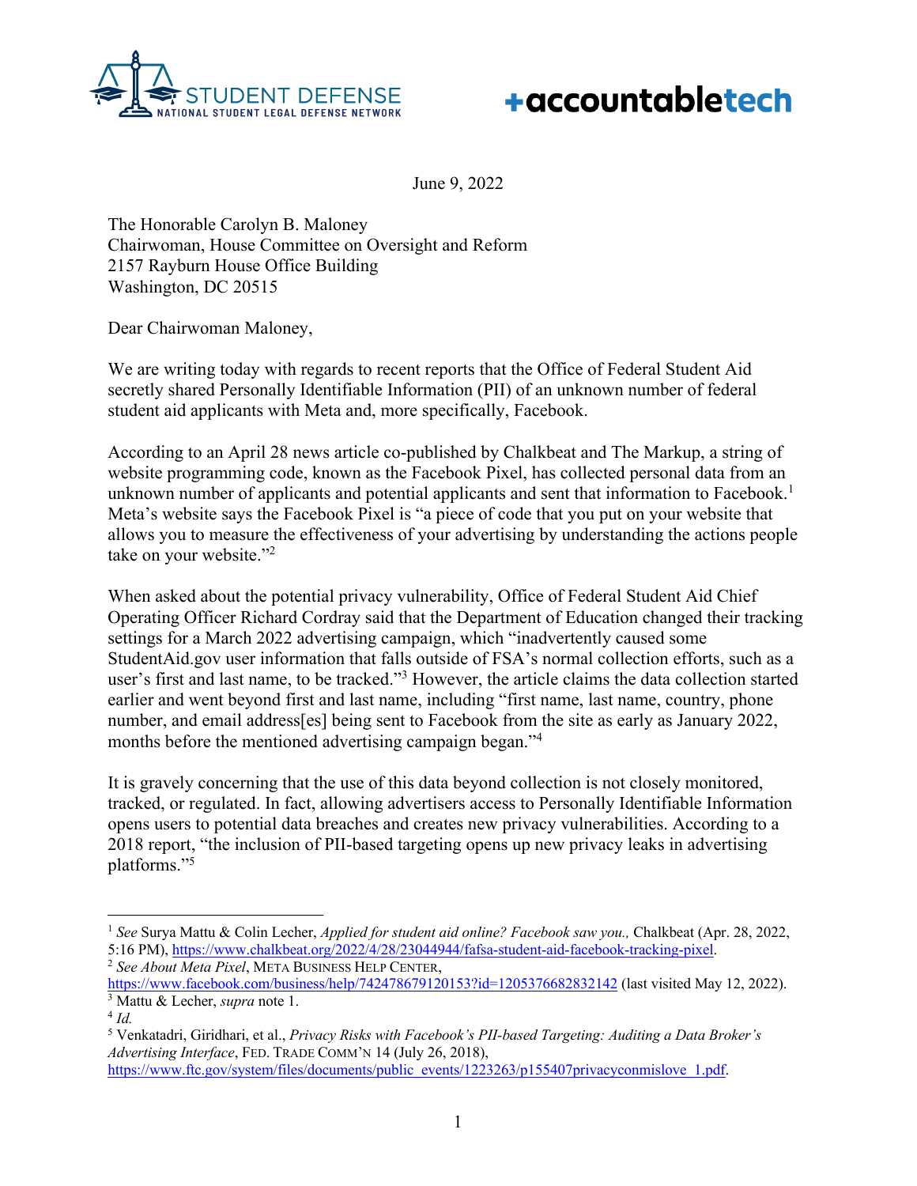STUDENT DEFENSE
NATIONAL STUDENT LEGAL DEFENSE NETWORK

+accountabletech

June 9, 2022

The Honorable Carolyn B. Maloney
Chairwoman, House Committee on Oversight and Reform
2157 Rayburn House Office Building
Washington, DC 20515

Dear Chairwoman Maloney,

We are writing today with regards to recent reports that the Office of Federal Student Aid secretly shared Personally Identifiable Information (PII) of an unknown number of federal student aid applicants with Meta and, more specifically, Facebook.

According to an April 28 news article co-published by Chalkbeat and The Markup, a string of website programming code, known as the Facebook Pixel, has collected personal data from an unknown number of applicants and potential applicants and sent that information to Facebook.[1] Meta's website says the Facebook Pixel is "a piece of code that you put on your website that allows you to measure the effectiveness of your advertising by understanding the actions people take on your website."[2]

When asked about the potential privacy vulnerability, Office of Federal Student Aid Chief Operating Officer Richard Cordray said that the Department of Education changed their tracking settings for a March 2022 advertising campaign, which "inadvertently caused some StudentAid.gov user information that falls outside of FSA's normal collection efforts, such as a user's first and last name, to be tracked."[3] However, the article claims the data collection started earlier and went beyond first and last name, including "first name, last name, country, phone number, and email address[es] being sent to Facebook from the site as early as January 2022, months before the mentioned advertising campaign began."[4]

It is gravely concerning that the use of this data beyond collection is not closely monitored, tracked, or regulated. In fact, allowing advertisers access to Personally Identifiable Information opens users to potential data breaches and creates new privacy vulnerabilities. According to a 2018 report, "the inclusion of PII-based targeting opens up new privacy leaks in advertising platforms."[5]

---

[1] *See* Surya Mattu & Colin Lecher, *Applied for student aid online? Facebook saw you.,* Chalkbeat (Apr. 28, 2022, 5:16 PM), https://www.chalkbeat.org/2022/4/28/23044944/fafsa-student-aid-facebook-tracking-pixel.

[2] *See About Meta Pixel*, META BUSINESS HELP CENTER, https://www.facebook.com/business/help/742478679120153?id=1205376682832142 (last visited May 12, 2022).

[3] Mattu & Lecher, *supra* note 1.

[4] *Id.*

[5] Venkatadri, Giridhari, et al., *Privacy Risks with Facebook's PII-based Targeting: Auditing a Data Broker's Advertising Interface*, FED. TRADE COMM'N 14 (July 26, 2018), https://www.ftc.gov/system/files/documents/public_events/1223263/p155407privacyconmislove_1.pdf.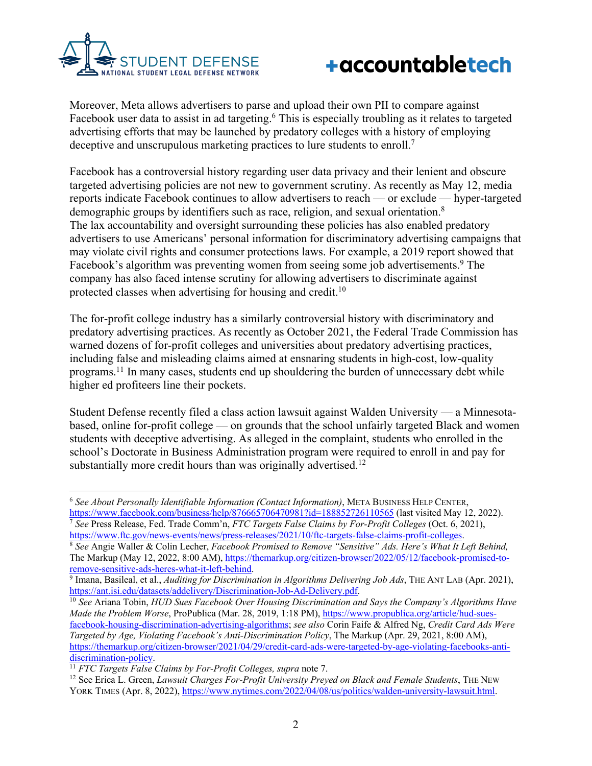Moreover, Meta allows advertisers to parse and upload their own PII to compare against Facebook user data to assist in ad targeting.[6] This is especially troubling as it relates to targeted advertising efforts that may be launched by predatory colleges with a history of employing deceptive and unscrupulous marketing practices to lure students to enroll.[7]

Facebook has a controversial history regarding user data privacy and their lenient and obscure targeted advertising policies are not new to government scrutiny. As recently as May 12, media reports indicate Facebook continues to allow advertisers to reach — or exclude — hyper-targeted demographic groups by identifiers such as race, religion, and sexual orientation.[8] The lax accountability and oversight surrounding these policies has also enabled predatory advertisers to use Americans' personal information for discriminatory advertising campaigns that may violate civil rights and consumer protections laws. For example, a 2019 report showed that Facebook's algorithm was preventing women from seeing some job advertisements.[9] The company has also faced intense scrutiny for allowing advertisers to discriminate against protected classes when advertising for housing and credit.[10]

The for-profit college industry has a similarly controversial history with discriminatory and predatory advertising practices. As recently as October 2021, the Federal Trade Commission has warned dozens of for-profit colleges and universities about predatory advertising practices, including false and misleading claims aimed at ensnaring students in high-cost, low-quality programs.[11] In many cases, students end up shouldering the burden of unnecessary debt while higher ed profiteers line their pockets.

Student Defense recently filed a class action lawsuit against Walden University — a Minnesota-based, online for-profit college — on grounds that the school unfairly targeted Black and women students with deceptive advertising. As alleged in the complaint, students who enrolled in the school's Doctorate in Business Administration program were required to enroll in and pay for substantially more credit hours than was originally advertised.[12]

---

[6] *See About Personally Identifiable Information (Contact Information)*, META BUSINESS HELP CENTER, https://www.facebook.com/business/help/876665706470981?id=188852726110565 (last visited May 12, 2022).

[7] *See* Press Release, Fed. Trade Comm'n, *FTC Targets False Claims by For-Profit Colleges* (Oct. 6, 2021), https://www.ftc.gov/news-events/news/press-releases/2021/10/ftc-targets-false-claims-profit-colleges.

[8] *See* Angie Waller & Colin Lecher, *Facebook Promised to Remove "Sensitive" Ads. Here's What It Left Behind,* The Markup (May 12, 2022, 8:00 AM), https://themarkup.org/citizen-browser/2022/05/12/facebook-promised-to-remove-sensitive-ads-heres-what-it-left-behind.

[9] Imana, Basileal, et al., *Auditing for Discrimination in Algorithms Delivering Job Ads*, THE ANT LAB (Apr. 2021), https://ant.isi.edu/datasets/addelivery/Discrimination-Job-Ad-Delivery.pdf.

[10] *See* Ariana Tobin, *HUD Sues Facebook Over Housing Discrimination and Says the Company's Algorithms Have Made the Problem Worse*, ProPublica (Mar. 28, 2019, 1:18 PM), https://www.propublica.org/article/hud-sues-facebook-housing-discrimination-advertising-algorithms; *see also* Corin Faife & Alfred Ng, *Credit Card Ads Were Targeted by Age, Violating Facebook's Anti-Discrimination Policy*, The Markup (Apr. 29, 2021, 8:00 AM), https://themarkup.org/citizen-browser/2021/04/29/credit-card-ads-were-targeted-by-age-violating-facebooks-anti-discrimination-policy.

[11] *FTC Targets False Claims by For-Profit Colleges, supra* note 7.

[12] See Erica L. Green, *Lawsuit Charges For-Profit University Preyed on Black and Female Students*, THE NEW YORK TIMES (Apr. 8, 2022), https://www.nytimes.com/2022/04/08/us/politics/walden-university-lawsuit.html.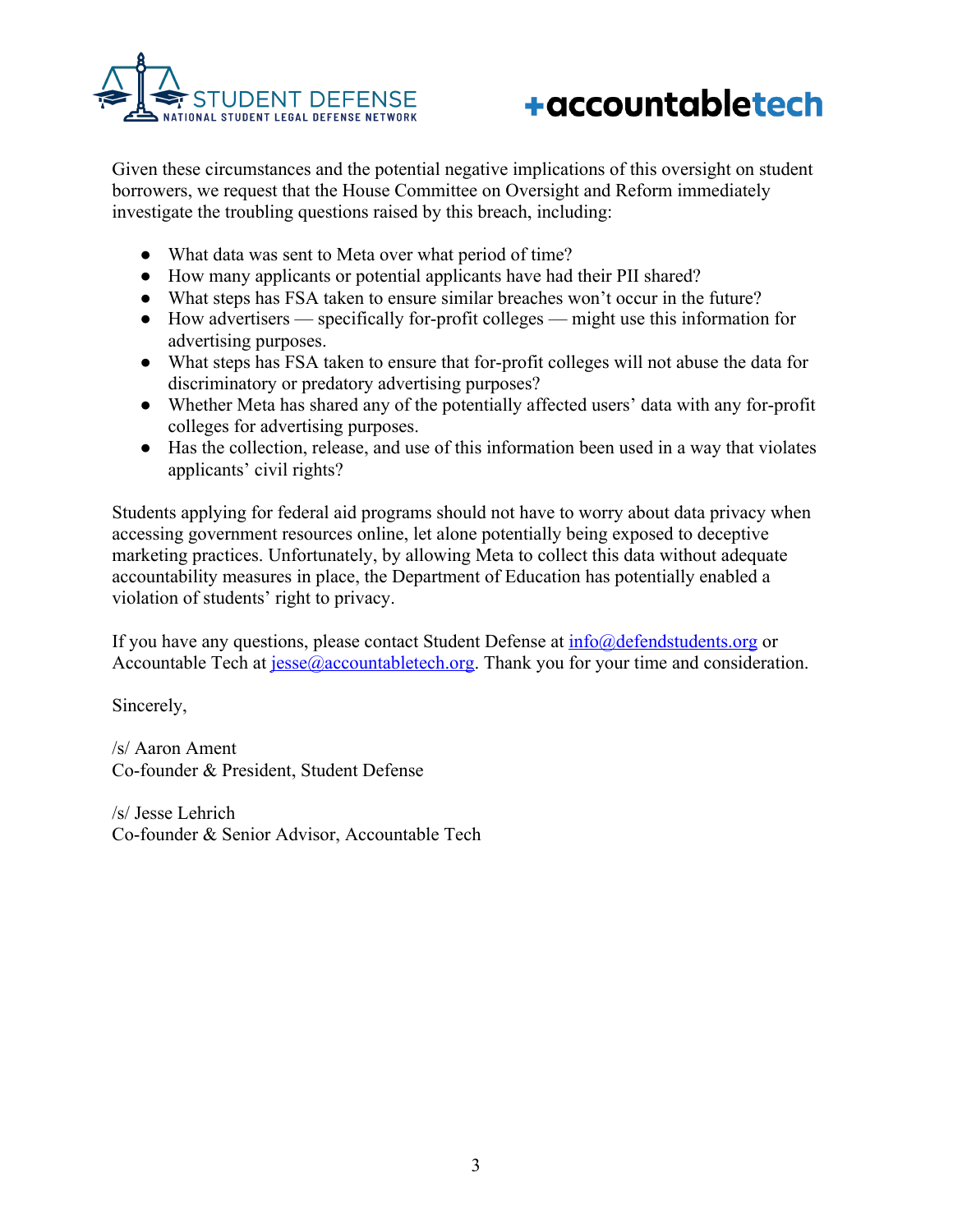Given these circumstances and the potential negative implications of this oversight on student borrowers, we request that the House Committee on Oversight and Reform immediately investigate the troubling questions raised by this breach, including:

- What data was sent to Meta over what period of time?
- How many applicants or potential applicants have had their PII shared?
- What steps has FSA taken to ensure similar breaches won't occur in the future?
- How advertisers — specifically for-profit colleges — might use this information for advertising purposes.
- What steps has FSA taken to ensure that for-profit colleges will not abuse the data for discriminatory or predatory advertising purposes?
- Whether Meta has shared any of the potentially affected users' data with any for-profit colleges for advertising purposes.
- Has the collection, release, and use of this information been used in a way that violates applicants' civil rights?

Students applying for federal aid programs should not have to worry about data privacy when accessing government resources online, let alone potentially being exposed to deceptive marketing practices. Unfortunately, by allowing Meta to collect this data without adequate accountability measures in place, the Department of Education has potentially enabled a violation of students' right to privacy.

If you have any questions, please contact Student Defense at info@defendstudents.org or Accountable Tech at jesse@accountabletech.org. Thank you for your time and consideration.

Sincerely,

/s/ Aaron Ament
Co-founder & President, Student Defense

/s/ Jesse Lehrich
Co-founder & Senior Advisor, Accountable Tech